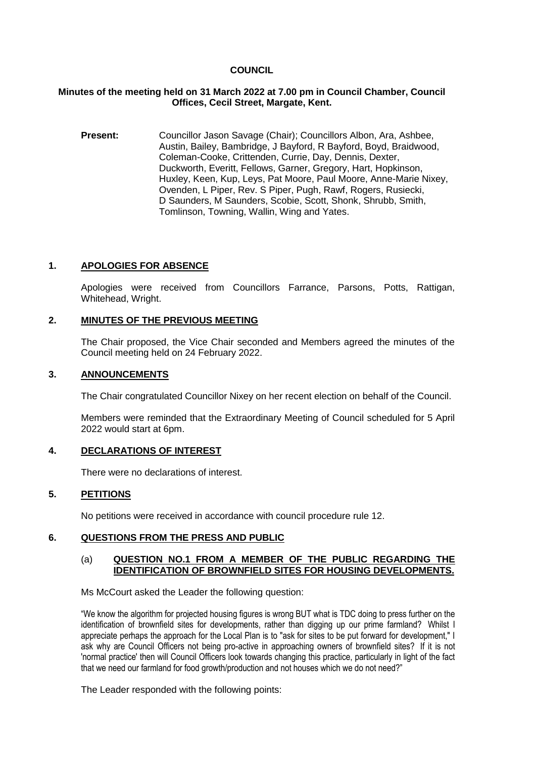# COUNCIL

**Minutes of the meeting held on 31 March 2022 at 7.00 pm in Council Chamber, Council Offices, Cecil Street, Margate, Kent.**

**Present:** Councillor Jason Savage (Chair); Councillors Albon, Ara, Ashbee, Austin, Bailey, Bambridge, J Bayford, R Bayford, Boyd, Braidwood, Coleman-Cooke, Crittenden, Currie, Day, Dennis, Dexter, Duckworth, Everitt, Fellows, Garner, Gregory, Hart, Hopkinson, Huxley, Keen, Kup, Leys, Pat Moore, Paul Moore, Anne-Marie Nixey, Ovenden, L Piper, Rev. S Piper, Pugh, Rawf, Rogers, Rusiecki, D Saunders, M Saunders, Scobie, Scott, Shonk, Shrubb, Smith, Tomlinson, Towning, Wallin, Wing and Yates.

## 1. APOLOGIES FOR ABSENCE

Apologies were received from Councillors Farrance, Parsons, Potts, Rattigan, Whitehead, Wright.

## 2. MINUTES OF THE PREVIOUS MEETING

The Chair proposed, the Vice Chair seconded and Members agreed the minutes of the Council meeting held on 24 February 2022.

## 3. ANNOUNCEMENTS

The Chair congratulated Councillor Nixey on her recent election on behalf of the Council.

Members were reminded that the Extraordinary Meeting of Council scheduled for 5 April 2022 would start at 6pm.

## 4. DECLARATIONS OF INTEREST

There were no declarations of interest.

## 5. PETITIONS

No petitions were received in accordance with council procedure rule 12.

## 6. QUESTIONS FROM THE PRESS AND PUBLIC

### (a) QUESTION NO.1 FROM A MEMBER OF THE PUBLIC REGARDING THE IDENTIFICATION OF BROWNFIELD SITES FOR HOUSING DEVELOPMENTS.

Ms McCourt asked the Leader the following question:

"We know the algorithm for projected housing figures is wrong BUT what is TDC doing to press further on the identification of brownfield sites for developments, rather than digging up our prime farmland? Whilst I appreciate perhaps the approach for the Local Plan is to "ask for sites to be put forward for development," I ask why are Council Officers not being pro-active in approaching owners of brownfield sites? If it is not 'normal practice' then will Council Officers look towards changing this practice, particularly in light of the fact that we need our farmland for food growth/production and not houses which we do not need?"

The Leader responded with the following points: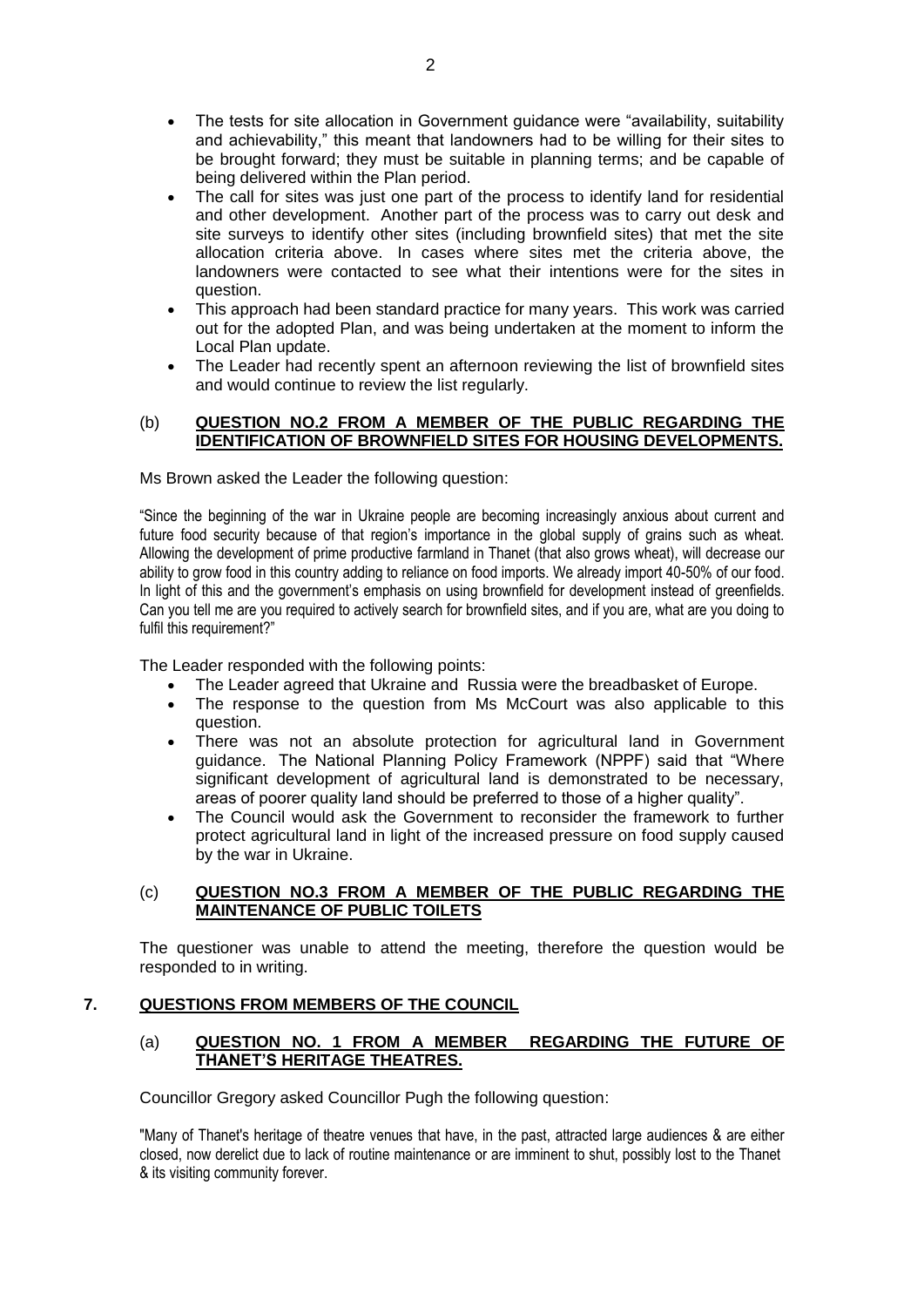- The tests for site allocation in Government guidance were "availability, suitability and achievability," this meant that landowners had to be willing for their sites to be brought forward; they must be suitable in planning terms; and be capable of being delivered within the Plan period.
- The call for sites was just one part of the process to identify land for residential and other development. Another part of the process was to carry out desk and site surveys to identify other sites (including brownfield sites) that met the site allocation criteria above. In cases where sites met the criteria above, the landowners were contacted to see what their intentions were for the sites in question.
- This approach had been standard practice for many years. This work was carried out for the adopted Plan, and was being undertaken at the moment to inform the Local Plan update.
- The Leader had recently spent an afternoon reviewing the list of brownfield sites and would continue to review the list regularly.

### (b) QUESTION NO.2 FROM A MEMBER OF THE PUBLIC REGARDING THE IDENTIFICATION OF BROWNFIELD SITES FOR HOUSING DEVELOPMENTS.

Ms Brown asked the Leader the following question:

"Since the beginning of the war in Ukraine people are becoming increasingly anxious about current and future food security because of that region's importance in the global supply of grains such as wheat. Allowing the development of prime productive farmland in Thanet (that also grows wheat), will decrease our ability to grow food in this country adding to reliance on food imports. We already import 40-50% of our food. In light of this and the government's emphasis on using brownfield for development instead of greenfields. Can you tell me are you required to actively search for brownfield sites, and if you are, what are you doing to fulfil this requirement?"

The Leader responded with the following points:

- The Leader agreed that Ukraine and Russia were the breadbasket of Europe.
- The response to the question from Ms McCourt was also applicable to this question.
- There was not an absolute protection for agricultural land in Government guidance. The National Planning Policy Framework (NPPF) said that "Where significant development of agricultural land is demonstrated to be necessary, areas of poorer quality land should be preferred to those of a higher quality".
- The Council would ask the Government to reconsider the framework to further protect agricultural land in light of the increased pressure on food supply caused by the war in Ukraine.

### (c) QUESTION NO.3 FROM A MEMBER OF THE PUBLIC REGARDING THE MAINTENANCE OF PUBLIC TOILETS

The questioner was unable to attend the meeting, therefore the question would be responded to in writing.

## 7. QUESTIONS FROM MEMBERS OF THE COUNCIL

### (a) QUESTION NO. 1 FROM A MEMBER REGARDING THE FUTURE OF THANET'S HERITAGE THEATRES.

Councillor Gregory asked Councillor Pugh the following question:

"Many of Thanet's heritage of theatre venues that have, in the past, attracted large audiences & are either closed, now derelict due to lack of routine maintenance or are imminent to shut, possibly lost to the Thanet & its visiting community forever.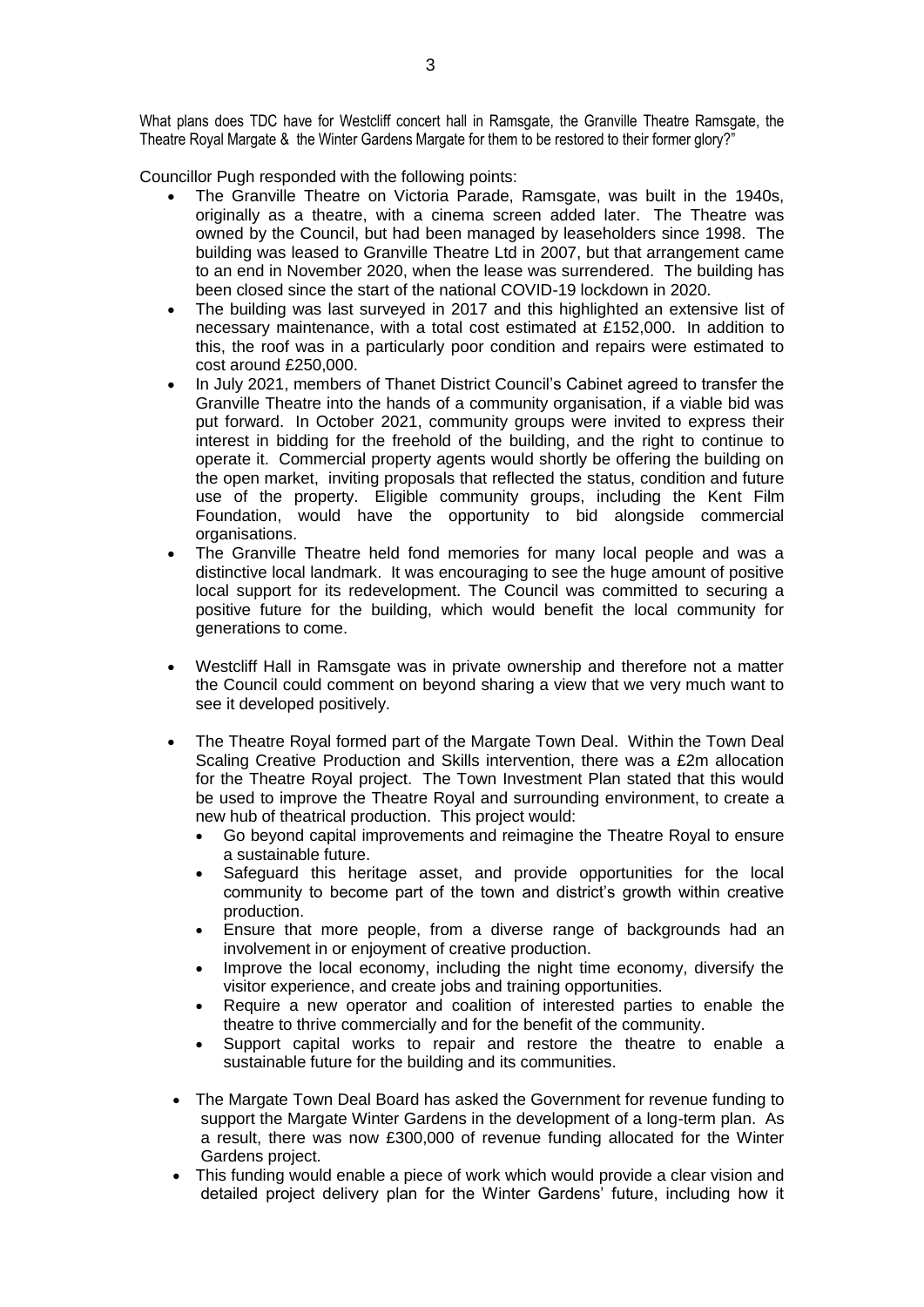What plans does TDC have for Westcliff concert hall in Ramsgate, the Granville Theatre Ramsgate, the Theatre Royal Margate & the Winter Gardens Margate for them to be restored to their former glory?"

Councillor Pugh responded with the following points:

- The Granville Theatre on Victoria Parade, Ramsgate, was built in the 1940s, originally as a theatre, with a cinema screen added later. The Theatre was owned by the Council, but had been managed by leaseholders since 1998. The building was leased to Granville Theatre Ltd in 2007, but that arrangement came to an end in November 2020, when the lease was surrendered. The building has been closed since the start of the national COVID-19 lockdown in 2020.
- The building was last surveyed in 2017 and this highlighted an extensive list of necessary maintenance, with a total cost estimated at £152,000. In addition to this, the roof was in a particularly poor condition and repairs were estimated to cost around £250,000.
- In July 2021, members of Thanet District Council's Cabinet agreed to transfer the Granville Theatre into the hands of a community organisation, if a viable bid was put forward. In October 2021, community groups were invited to express their interest in bidding for the freehold of the building, and the right to continue to operate it. Commercial property agents would shortly be offering the building on the open market, inviting proposals that reflected the status, condition and future use of the property. Eligible community groups, including the Kent Film Foundation, would have the opportunity to bid alongside commercial organisations.
- The Granville Theatre held fond memories for many local people and was a distinctive local landmark. It was encouraging to see the huge amount of positive local support for its redevelopment. The Council was committed to securing a positive future for the building, which would benefit the local community for generations to come.
- Westcliff Hall in Ramsgate was in private ownership and therefore not a matter the Council could comment on beyond sharing a view that we very much want to see it developed positively.
- The Theatre Royal formed part of the Margate Town Deal. Within the Town Deal Scaling Creative Production and Skills intervention, there was a £2m allocation for the Theatre Royal project. The Town Investment Plan stated that this would be used to improve the Theatre Royal and surrounding environment, to create a new hub of theatrical production. This project would:
  - Go beyond capital improvements and reimagine the Theatre Royal to ensure a sustainable future.
  - Safeguard this heritage asset, and provide opportunities for the local community to become part of the town and district's growth within creative production.
  - Ensure that more people, from a diverse range of backgrounds had an involvement in or enjoyment of creative production.
  - Improve the local economy, including the night time economy, diversify the visitor experience, and create jobs and training opportunities.
  - Require a new operator and coalition of interested parties to enable the theatre to thrive commercially and for the benefit of the community.
  - Support capital works to repair and restore the theatre to enable a sustainable future for the building and its communities.
- The Margate Town Deal Board has asked the Government for revenue funding to support the Margate Winter Gardens in the development of a long-term plan. As a result, there was now £300,000 of revenue funding allocated for the Winter Gardens project.
- This funding would enable a piece of work which would provide a clear vision and detailed project delivery plan for the Winter Gardens' future, including how it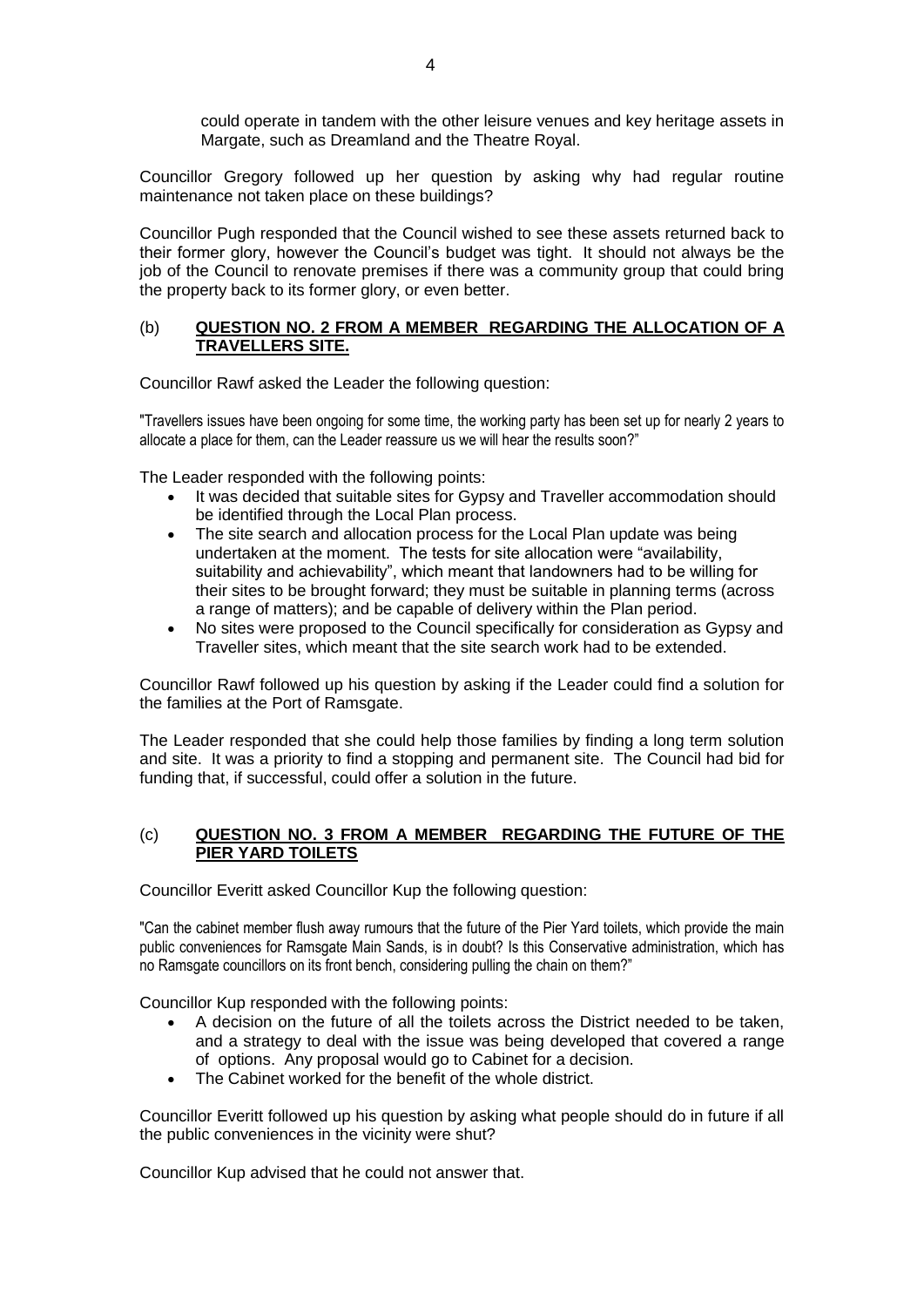could operate in tandem with the other leisure venues and key heritage assets in Margate, such as Dreamland and the Theatre Royal.

Councillor Gregory followed up her question by asking why had regular routine maintenance not taken place on these buildings?

Councillor Pugh responded that the Council wished to see these assets returned back to their former glory, however the Council's budget was tight. It should not always be the job of the Council to renovate premises if there was a community group that could bring the property back to its former glory, or even better.

### (b) **QUESTION NO. 2 FROM A MEMBER REGARDING THE ALLOCATION OF A TRAVELLERS SITE.**

Councillor Rawf asked the Leader the following question:

"Travellers issues have been ongoing for some time, the working party has been set up for nearly 2 years to allocate a place for them, can the Leader reassure us we will hear the results soon?"

The Leader responded with the following points:

- It was decided that suitable sites for Gypsy and Traveller accommodation should be identified through the Local Plan process.
- The site search and allocation process for the Local Plan update was being undertaken at the moment. The tests for site allocation were "availability, suitability and achievability", which meant that landowners had to be willing for their sites to be brought forward; they must be suitable in planning terms (across a range of matters); and be capable of delivery within the Plan period.
- No sites were proposed to the Council specifically for consideration as Gypsy and Traveller sites, which meant that the site search work had to be extended.

Councillor Rawf followed up his question by asking if the Leader could find a solution for the families at the Port of Ramsgate.

The Leader responded that she could help those families by finding a long term solution and site. It was a priority to find a stopping and permanent site. The Council had bid for funding that, if successful, could offer a solution in the future.

### (c) **QUESTION NO. 3 FROM A MEMBER REGARDING THE FUTURE OF THE PIER YARD TOILETS**

Councillor Everitt asked Councillor Kup the following question:

"Can the cabinet member flush away rumours that the future of the Pier Yard toilets, which provide the main public conveniences for Ramsgate Main Sands, is in doubt? Is this Conservative administration, which has no Ramsgate councillors on its front bench, considering pulling the chain on them?"

Councillor Kup responded with the following points:

- A decision on the future of all the toilets across the District needed to be taken, and a strategy to deal with the issue was being developed that covered a range of options. Any proposal would go to Cabinet for a decision.
- The Cabinet worked for the benefit of the whole district.

Councillor Everitt followed up his question by asking what people should do in future if all the public conveniences in the vicinity were shut?

Councillor Kup advised that he could not answer that.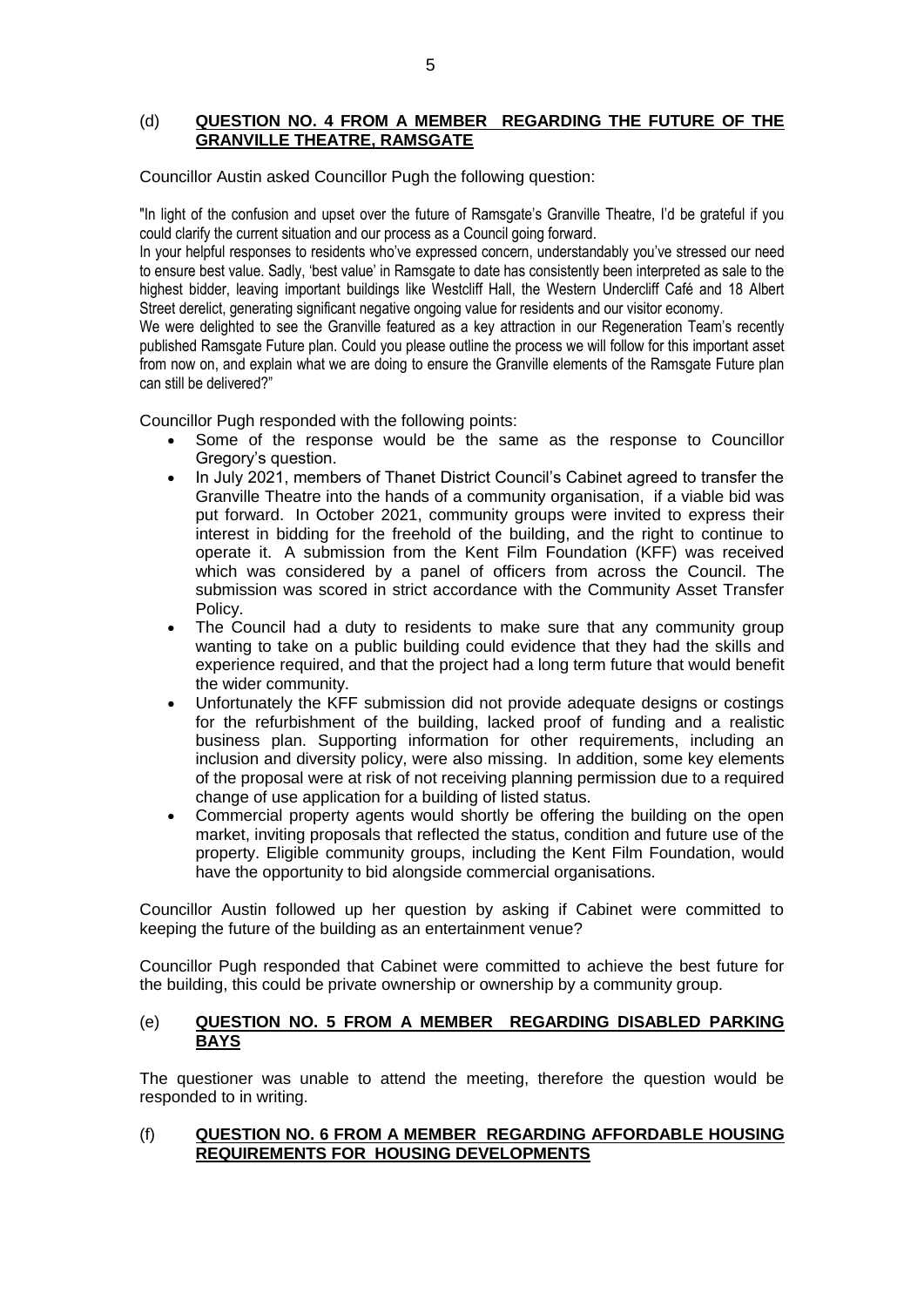## (d) QUESTION NO. 4 FROM A MEMBER REGARDING THE FUTURE OF THE GRANVILLE THEATRE, RAMSGATE

Councillor Austin asked Councillor Pugh the following question:

"In light of the confusion and upset over the future of Ramsgate's Granville Theatre, I'd be grateful if you could clarify the current situation and our process as a Council going forward.

In your helpful responses to residents who've expressed concern, understandably you've stressed our need to ensure best value. Sadly, 'best value' in Ramsgate to date has consistently been interpreted as sale to the highest bidder, leaving important buildings like Westcliff Hall, the Western Undercliff Café and 18 Albert Street derelict, generating significant negative ongoing value for residents and our visitor economy.

We were delighted to see the Granville featured as a key attraction in our Regeneration Team's recently published Ramsgate Future plan. Could you please outline the process we will follow for this important asset from now on, and explain what we are doing to ensure the Granville elements of the Ramsgate Future plan can still be delivered?"

Councillor Pugh responded with the following points:

- Some of the response would be the same as the response to Councillor Gregory's question.
- In July 2021, members of Thanet District Council's Cabinet agreed to transfer the Granville Theatre into the hands of a community organisation, if a viable bid was put forward. In October 2021, community groups were invited to express their interest in bidding for the freehold of the building, and the right to continue to operate it. A submission from the Kent Film Foundation (KFF) was received which was considered by a panel of officers from across the Council. The submission was scored in strict accordance with the Community Asset Transfer Policy.
- The Council had a duty to residents to make sure that any community group wanting to take on a public building could evidence that they had the skills and experience required, and that the project had a long term future that would benefit the wider community.
- Unfortunately the KFF submission did not provide adequate designs or costings for the refurbishment of the building, lacked proof of funding and a realistic business plan. Supporting information for other requirements, including an inclusion and diversity policy, were also missing. In addition, some key elements of the proposal were at risk of not receiving planning permission due to a required change of use application for a building of listed status.
- Commercial property agents would shortly be offering the building on the open market, inviting proposals that reflected the status, condition and future use of the property. Eligible community groups, including the Kent Film Foundation, would have the opportunity to bid alongside commercial organisations.

Councillor Austin followed up her question by asking if Cabinet were committed to keeping the future of the building as an entertainment venue?

Councillor Pugh responded that Cabinet were committed to achieve the best future for the building, this could be private ownership or ownership by a community group.

## (e) QUESTION NO. 5 FROM A MEMBER REGARDING DISABLED PARKING BAYS

The questioner was unable to attend the meeting, therefore the question would be responded to in writing.

## (f) QUESTION NO. 6 FROM A MEMBER REGARDING AFFORDABLE HOUSING REQUIREMENTS FOR HOUSING DEVELOPMENTS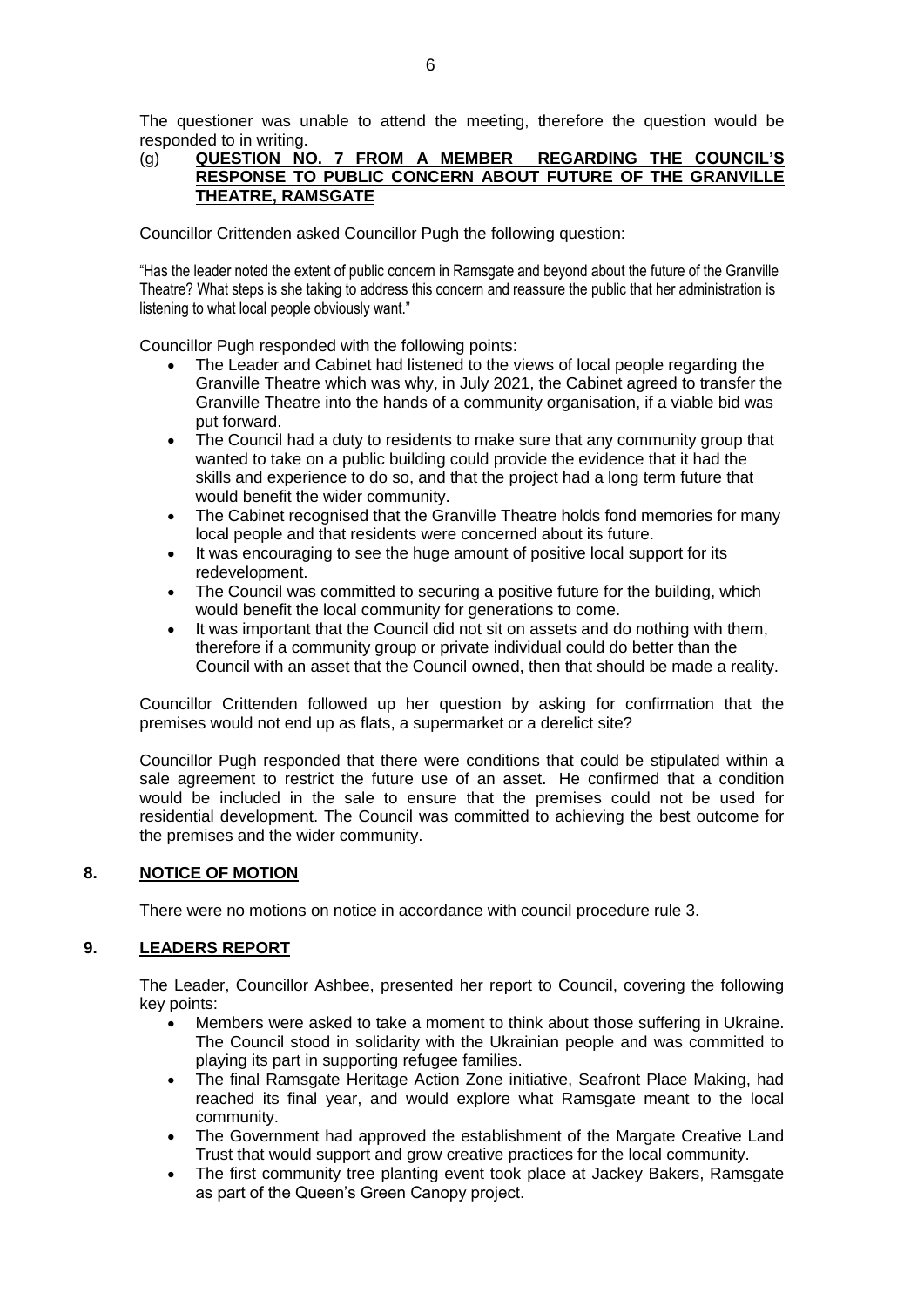The questioner was unable to attend the meeting, therefore the question would be responded to in writing.

(g) **QUESTION NO. 7 FROM A MEMBER REGARDING THE COUNCIL'S RESPONSE TO PUBLIC CONCERN ABOUT FUTURE OF THE GRANVILLE THEATRE, RAMSGATE**

Councillor Crittenden asked Councillor Pugh the following question:

"Has the leader noted the extent of public concern in Ramsgate and beyond about the future of the Granville Theatre? What steps is she taking to address this concern and reassure the public that her administration is listening to what local people obviously want."

Councillor Pugh responded with the following points:

- The Leader and Cabinet had listened to the views of local people regarding the Granville Theatre which was why, in July 2021, the Cabinet agreed to transfer the Granville Theatre into the hands of a community organisation, if a viable bid was put forward.
- The Council had a duty to residents to make sure that any community group that wanted to take on a public building could provide the evidence that it had the skills and experience to do so, and that the project had a long term future that would benefit the wider community.
- The Cabinet recognised that the Granville Theatre holds fond memories for many local people and that residents were concerned about its future.
- It was encouraging to see the huge amount of positive local support for its redevelopment.
- The Council was committed to securing a positive future for the building, which would benefit the local community for generations to come.
- It was important that the Council did not sit on assets and do nothing with them, therefore if a community group or private individual could do better than the Council with an asset that the Council owned, then that should be made a reality.

Councillor Crittenden followed up her question by asking for confirmation that the premises would not end up as flats, a supermarket or a derelict site?

Councillor Pugh responded that there were conditions that could be stipulated within a sale agreement to restrict the future use of an asset. He confirmed that a condition would be included in the sale to ensure that the premises could not be used for residential development. The Council was committed to achieving the best outcome for the premises and the wider community.

## 8. NOTICE OF MOTION

There were no motions on notice in accordance with council procedure rule 3.

## 9. LEADERS REPORT

The Leader, Councillor Ashbee, presented her report to Council, covering the following key points:

- Members were asked to take a moment to think about those suffering in Ukraine. The Council stood in solidarity with the Ukrainian people and was committed to playing its part in supporting refugee families.
- The final Ramsgate Heritage Action Zone initiative, Seafront Place Making, had reached its final year, and would explore what Ramsgate meant to the local community.
- The Government had approved the establishment of the Margate Creative Land Trust that would support and grow creative practices for the local community.
- The first community tree planting event took place at Jackey Bakers, Ramsgate as part of the Queen's Green Canopy project.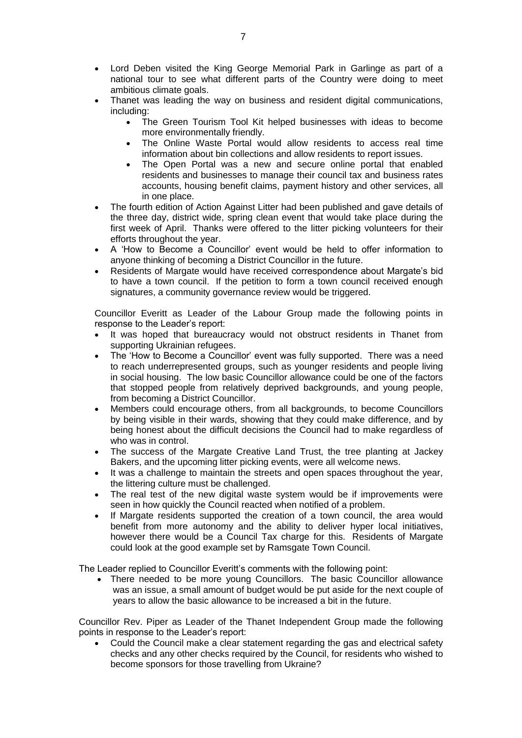- Lord Deben visited the King George Memorial Park in Garlinge as part of a national tour to see what different parts of the Country were doing to meet ambitious climate goals.
- Thanet was leading the way on business and resident digital communications, including:
  - The Green Tourism Tool Kit helped businesses with ideas to become more environmentally friendly.
  - The Online Waste Portal would allow residents to access real time information about bin collections and allow residents to report issues.
  - The Open Portal was a new and secure online portal that enabled residents and businesses to manage their council tax and business rates accounts, housing benefit claims, payment history and other services, all in one place.
- The fourth edition of Action Against Litter had been published and gave details of the three day, district wide, spring clean event that would take place during the first week of April. Thanks were offered to the litter picking volunteers for their efforts throughout the year.
- A 'How to Become a Councillor' event would be held to offer information to anyone thinking of becoming a District Councillor in the future.
- Residents of Margate would have received correspondence about Margate's bid to have a town council. If the petition to form a town council received enough signatures, a community governance review would be triggered.

Councillor Everitt as Leader of the Labour Group made the following points in response to the Leader's report:

- It was hoped that bureaucracy would not obstruct residents in Thanet from supporting Ukrainian refugees.
- The 'How to Become a Councillor' event was fully supported. There was a need to reach underrepresented groups, such as younger residents and people living in social housing. The low basic Councillor allowance could be one of the factors that stopped people from relatively deprived backgrounds, and young people, from becoming a District Councillor.
- Members could encourage others, from all backgrounds, to become Councillors by being visible in their wards, showing that they could make difference, and by being honest about the difficult decisions the Council had to make regardless of who was in control.
- The success of the Margate Creative Land Trust, the tree planting at Jackey Bakers, and the upcoming litter picking events, were all welcome news.
- It was a challenge to maintain the streets and open spaces throughout the year, the littering culture must be challenged.
- The real test of the new digital waste system would be if improvements were seen in how quickly the Council reacted when notified of a problem.
- If Margate residents supported the creation of a town council, the area would benefit from more autonomy and the ability to deliver hyper local initiatives, however there would be a Council Tax charge for this. Residents of Margate could look at the good example set by Ramsgate Town Council.

The Leader replied to Councillor Everitt's comments with the following point:

- There needed to be more young Councillors. The basic Councillor allowance was an issue, a small amount of budget would be put aside for the next couple of years to allow the basic allowance to be increased a bit in the future.

Councillor Rev. Piper as Leader of the Thanet Independent Group made the following points in response to the Leader's report:

- Could the Council make a clear statement regarding the gas and electrical safety checks and any other checks required by the Council, for residents who wished to become sponsors for those travelling from Ukraine?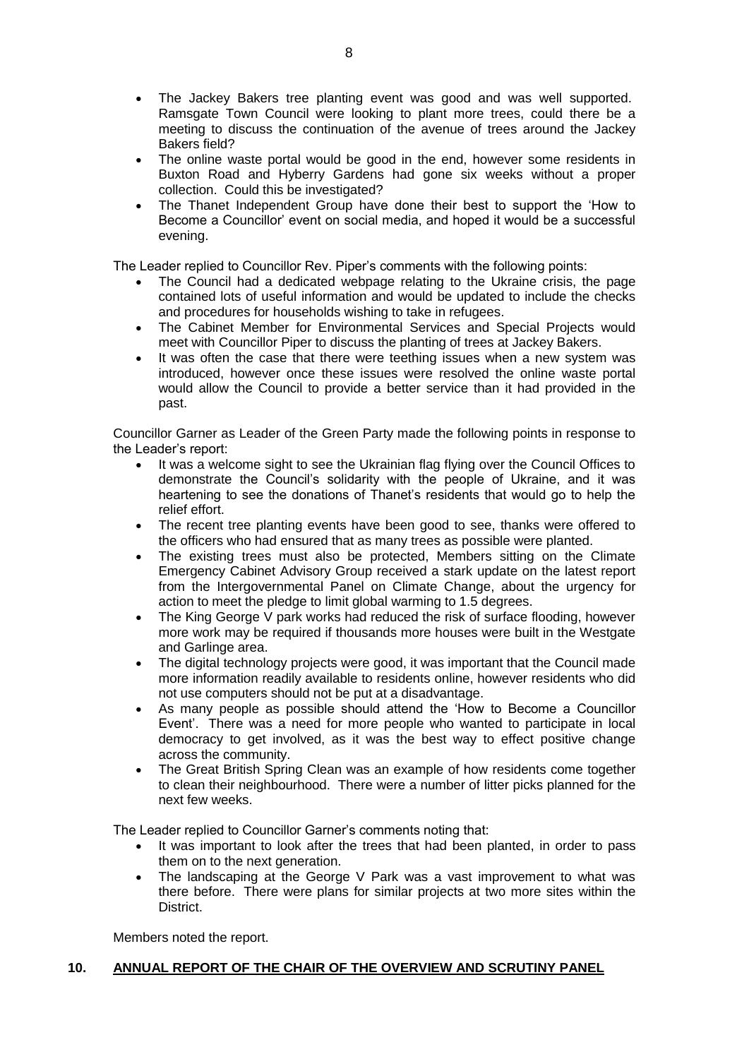- The Jackey Bakers tree planting event was good and was well supported. Ramsgate Town Council were looking to plant more trees, could there be a meeting to discuss the continuation of the avenue of trees around the Jackey Bakers field?
- The online waste portal would be good in the end, however some residents in Buxton Road and Hyberry Gardens had gone six weeks without a proper collection. Could this be investigated?
- The Thanet Independent Group have done their best to support the 'How to Become a Councillor' event on social media, and hoped it would be a successful evening.

The Leader replied to Councillor Rev. Piper's comments with the following points:

- The Council had a dedicated webpage relating to the Ukraine crisis, the page contained lots of useful information and would be updated to include the checks and procedures for households wishing to take in refugees.
- The Cabinet Member for Environmental Services and Special Projects would meet with Councillor Piper to discuss the planting of trees at Jackey Bakers.
- It was often the case that there were teething issues when a new system was introduced, however once these issues were resolved the online waste portal would allow the Council to provide a better service than it had provided in the past.

Councillor Garner as Leader of the Green Party made the following points in response to the Leader's report:

- It was a welcome sight to see the Ukrainian flag flying over the Council Offices to demonstrate the Council's solidarity with the people of Ukraine, and it was heartening to see the donations of Thanet's residents that would go to help the relief effort.
- The recent tree planting events have been good to see, thanks were offered to the officers who had ensured that as many trees as possible were planted.
- The existing trees must also be protected, Members sitting on the Climate Emergency Cabinet Advisory Group received a stark update on the latest report from the Intergovernmental Panel on Climate Change, about the urgency for action to meet the pledge to limit global warming to 1.5 degrees.
- The King George V park works had reduced the risk of surface flooding, however more work may be required if thousands more houses were built in the Westgate and Garlinge area.
- The digital technology projects were good, it was important that the Council made more information readily available to residents online, however residents who did not use computers should not be put at a disadvantage.
- As many people as possible should attend the 'How to Become a Councillor Event'. There was a need for more people who wanted to participate in local democracy to get involved, as it was the best way to effect positive change across the community.
- The Great British Spring Clean was an example of how residents come together to clean their neighbourhood. There were a number of litter picks planned for the next few weeks.

The Leader replied to Councillor Garner's comments noting that:

- It was important to look after the trees that had been planted, in order to pass them on to the next generation.
- The landscaping at the George V Park was a vast improvement to what was there before. There were plans for similar projects at two more sites within the District.

Members noted the report.

## 10. ANNUAL REPORT OF THE CHAIR OF THE OVERVIEW AND SCRUTINY PANEL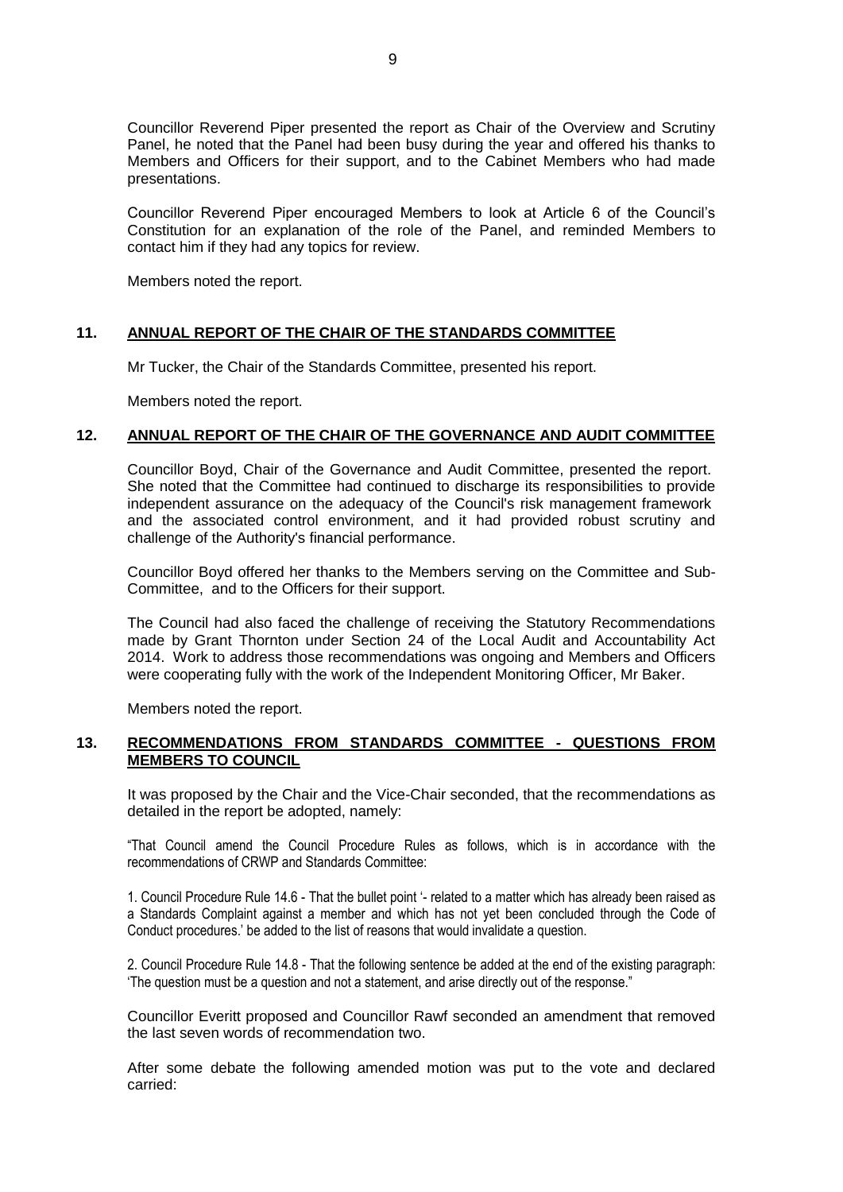Councillor Reverend Piper presented the report as Chair of the Overview and Scrutiny Panel, he noted that the Panel had been busy during the year and offered his thanks to Members and Officers for their support, and to the Cabinet Members who had made presentations.

Councillor Reverend Piper encouraged Members to look at Article 6 of the Council's Constitution for an explanation of the role of the Panel, and reminded Members to contact him if they had any topics for review.

Members noted the report.

## 11. ANNUAL REPORT OF THE CHAIR OF THE STANDARDS COMMITTEE

Mr Tucker, the Chair of the Standards Committee, presented his report.

Members noted the report.

## 12. ANNUAL REPORT OF THE CHAIR OF THE GOVERNANCE AND AUDIT COMMITTEE

Councillor Boyd, Chair of the Governance and Audit Committee, presented the report. She noted that the Committee had continued to discharge its responsibilities to provide independent assurance on the adequacy of the Council's risk management framework and the associated control environment, and it had provided robust scrutiny and challenge of the Authority's financial performance.

Councillor Boyd offered her thanks to the Members serving on the Committee and Sub-Committee, and to the Officers for their support.

The Council had also faced the challenge of receiving the Statutory Recommendations made by Grant Thornton under Section 24 of the Local Audit and Accountability Act 2014. Work to address those recommendations was ongoing and Members and Officers were cooperating fully with the work of the Independent Monitoring Officer, Mr Baker.

Members noted the report.

## 13. RECOMMENDATIONS FROM STANDARDS COMMITTEE - QUESTIONS FROM MEMBERS TO COUNCIL

It was proposed by the Chair and the Vice-Chair seconded, that the recommendations as detailed in the report be adopted, namely:

"That Council amend the Council Procedure Rules as follows, which is in accordance with the recommendations of CRWP and Standards Committee:

1. Council Procedure Rule 14.6 - That the bullet point '- related to a matter which has already been raised as a Standards Complaint against a member and which has not yet been concluded through the Code of Conduct procedures.' be added to the list of reasons that would invalidate a question.

2. Council Procedure Rule 14.8 - That the following sentence be added at the end of the existing paragraph: 'The question must be a question and not a statement, and arise directly out of the response."

Councillor Everitt proposed and Councillor Rawf seconded an amendment that removed the last seven words of recommendation two.

After some debate the following amended motion was put to the vote and declared carried: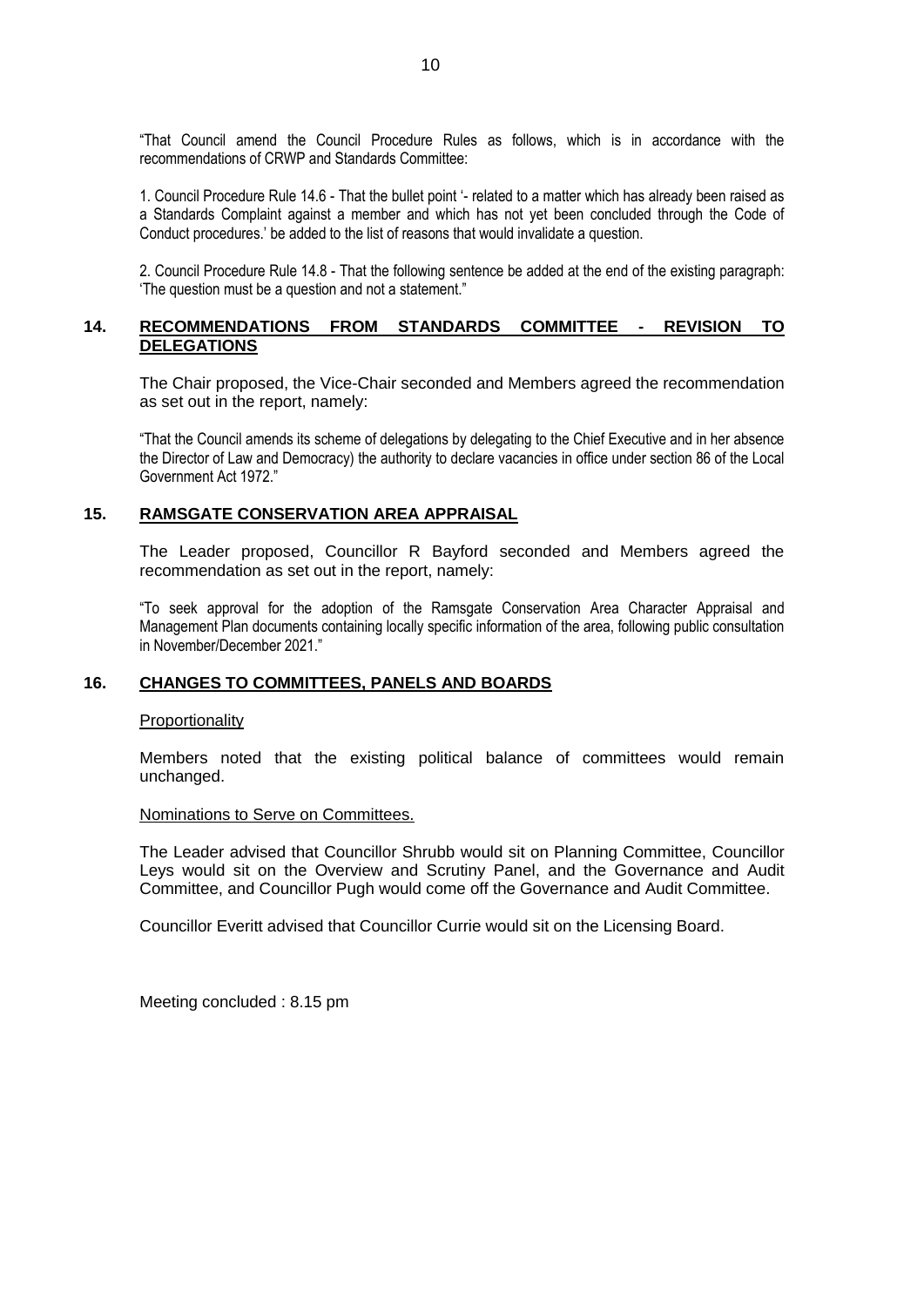"That Council amend the Council Procedure Rules as follows, which is in accordance with the recommendations of CRWP and Standards Committee:

1. Council Procedure Rule 14.6 - That the bullet point '- related to a matter which has already been raised as a Standards Complaint against a member and which has not yet been concluded through the Code of Conduct procedures.' be added to the list of reasons that would invalidate a question.

2. Council Procedure Rule 14.8 - That the following sentence be added at the end of the existing paragraph: 'The question must be a question and not a statement."

## 14. RECOMMENDATIONS FROM STANDARDS COMMITTEE - REVISION TO DELEGATIONS

The Chair proposed, the Vice-Chair seconded and Members agreed the recommendation as set out in the report, namely:

"That the Council amends its scheme of delegations by delegating to the Chief Executive and in her absence the Director of Law and Democracy) the authority to declare vacancies in office under section 86 of the Local Government Act 1972."

## 15. RAMSGATE CONSERVATION AREA APPRAISAL

The Leader proposed, Councillor R Bayford seconded and Members agreed the recommendation as set out in the report, namely:

"To seek approval for the adoption of the Ramsgate Conservation Area Character Appraisal and Management Plan documents containing locally specific information of the area, following public consultation in November/December 2021."

## 16. CHANGES TO COMMITTEES, PANELS AND BOARDS

Proportionality

Members noted that the existing political balance of committees would remain unchanged.

Nominations to Serve on Committees.

The Leader advised that Councillor Shrubb would sit on Planning Committee, Councillor Leys would sit on the Overview and Scrutiny Panel, and the Governance and Audit Committee, and Councillor Pugh would come off the Governance and Audit Committee.

Councillor Everitt advised that Councillor Currie would sit on the Licensing Board.

Meeting concluded : 8.15 pm